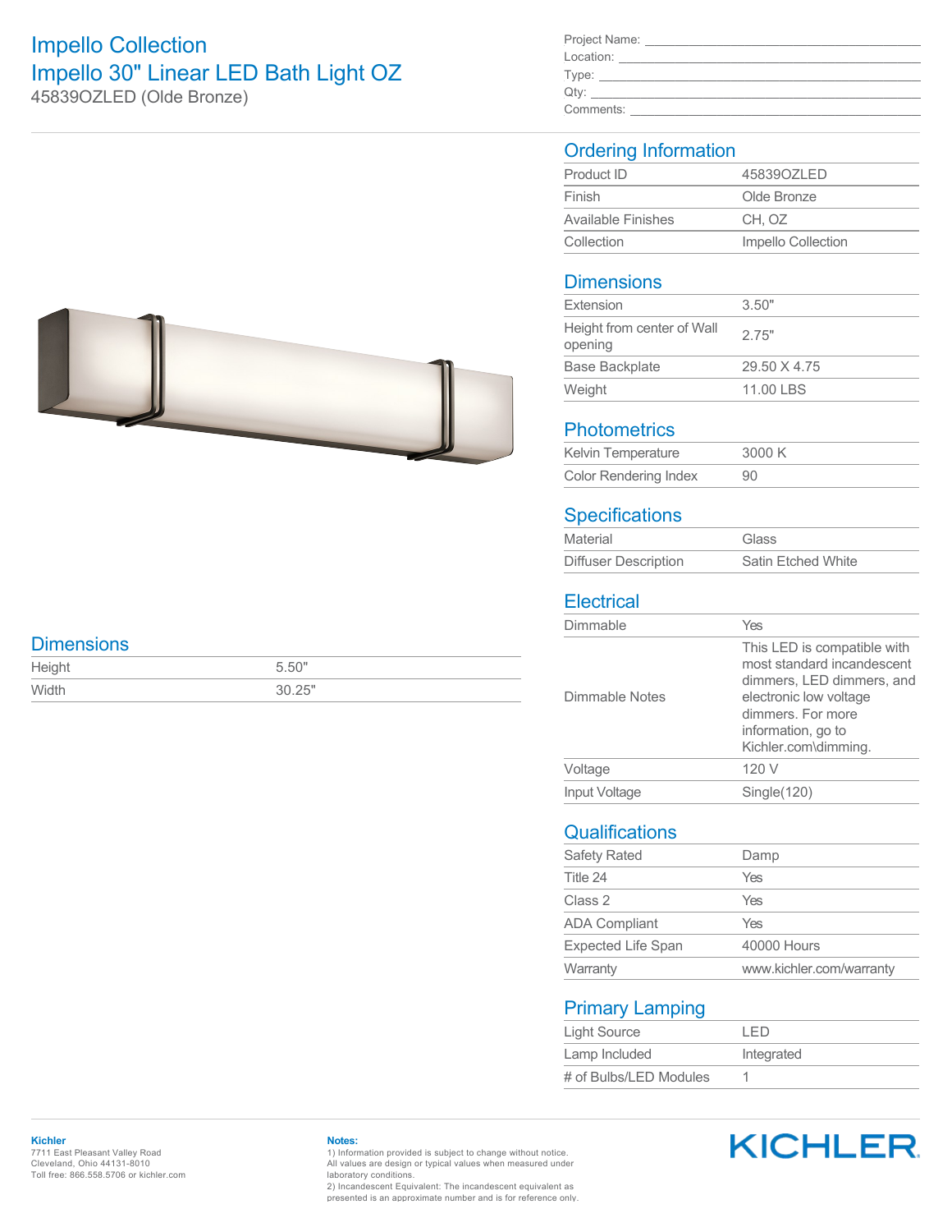# Impello Collection

## Impello 30" Linear LED Bath Light OZ

45839OZLED (Olde Bronze)

Project Name: ______________________
Location: ______________________
Type: ______________________
Qty: ______________________
Comments: ______________________

## Dimensions

| | |
|---|---|
| Height | 5.50" |
| Width | 30.25" |

## Ordering Information

| | |
|---|---|
| Product ID | 45839OZLED |
| Finish | Olde Bronze |
| Available Finishes | CH, OZ |
| Collection | Impello Collection |

## Dimensions

| | |
|---|---|
| Extension | 3.50" |
| Height from center of Wall opening | 2.75" |
| Base Backplate | 29.50 X 4.75 |
| Weight | 11.00 LBS |

## Photometrics

| | |
|---|---|
| Kelvin Temperature | 3000 K |
| Color Rendering Index | 90 |

## Specifications

| | |
|---|---|
| Material | Glass |
| Diffuser Description | Satin Etched White |

## Electrical

| | |
|---|---|
| Dimmable | Yes |
| Dimmable Notes | This LED is compatible with most standard incandescent dimmers, LED dimmers, and electronic low voltage dimmers. For more information, go to Kichler.com\dimming. |
| Voltage | 120 V |
| Input Voltage | Single(120) |

## Qualifications

| | |
|---|---|
| Safety Rated | Damp |
| Title 24 | Yes |
| Class 2 | Yes |
| ADA Compliant | Yes |
| Expected Life Span | 40000 Hours |
| Warranty | www.kichler.com/warranty |

## Primary Lamping

| | |
|---|---|
| Light Source | LED |
| Lamp Included | Integrated |
| # of Bulbs/LED Modules | 1 |

**Kichler**
7711 East Pleasant Valley Road
Cleveland, Ohio 44131-8010
Toll free: 866.558.5706 or kichler.com

**Notes:**
1) Information provided is subject to change without notice. All values are design or typical values when measured under laboratory conditions.
2) Incandescent Equivalent: The incandescent equivalent as presented is an approximate number and is for reference only.

KICHLER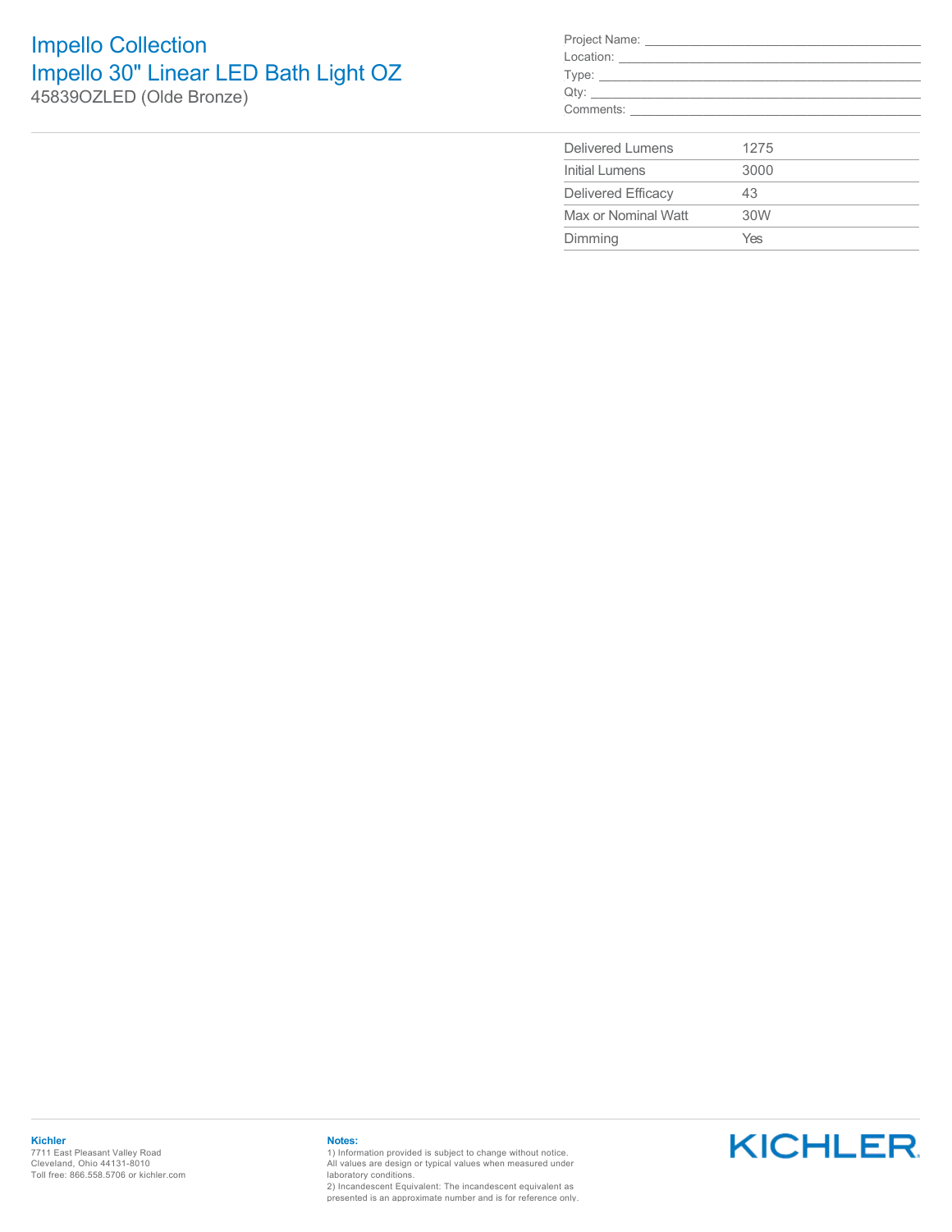# Impello Collection

## Impello 30" Linear LED Bath Light OZ

45839OZLED (Olde Bronze)

Project Name: ___________________________

Location: ___________________________

Type: ___________________________

Qty: ___________________________

Comments: ___________________________

| | |
|---|---|
| Delivered Lumens | 1275 |
| Initial Lumens | 3000 |
| Delivered Efficacy | 43 |
| Max or Nominal Watt | 30W |
| Dimming | Yes |

**Kichler**
7711 East Pleasant Valley Road
Cleveland, Ohio 44131-8010
Toll free: 866.558.5706 or kichler.com

**Notes:**
1) Information provided is subject to change without notice. All values are design or typical values when measured under laboratory conditions.
2) Incandescent Equivalent: The incandescent equivalent as presented is an approximate number and is for reference only.

KICHLER